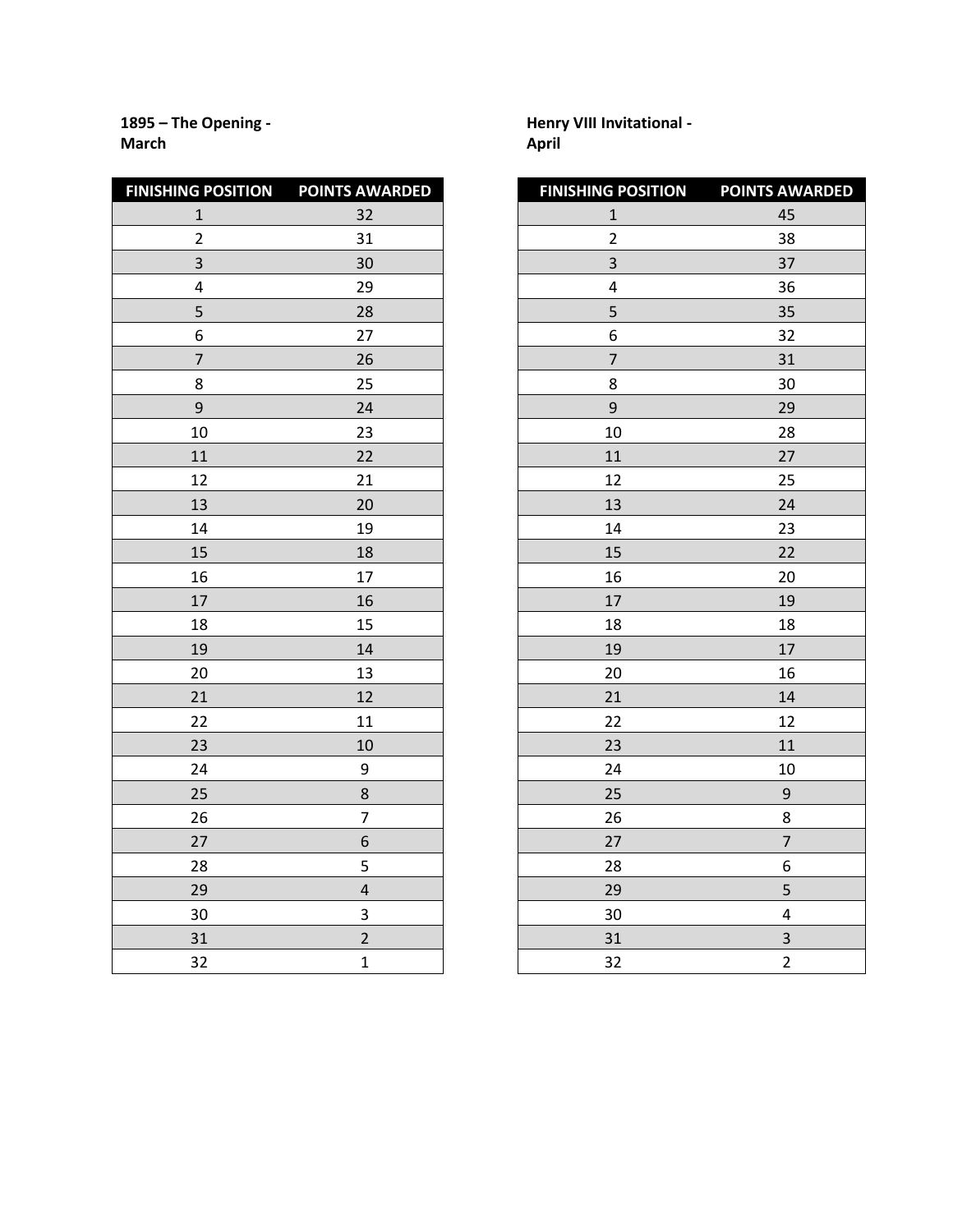**1895 – The Opening - March**

| FINISHING POSITION | POINTS AWARDED |
|---|---|
| 1 | 32 |
| 2 | 31 |
| 3 | 30 |
| 4 | 29 |
| 5 | 28 |
| 6 | 27 |
| 7 | 26 |
| 8 | 25 |
| 9 | 24 |
| 10 | 23 |
| 11 | 22 |
| 12 | 21 |
| 13 | 20 |
| 14 | 19 |
| 15 | 18 |
| 16 | 17 |
| 17 | 16 |
| 18 | 15 |
| 19 | 14 |
| 20 | 13 |
| 21 | 12 |
| 22 | 11 |
| 23 | 10 |
| 24 | 9 |
| 25 | 8 |
| 26 | 7 |
| 27 | 6 |
| 28 | 5 |
| 29 | 4 |
| 30 | 3 |
| 31 | 2 |
| 32 | 1 |

**Henry VIII Invitational - April**

| FINISHING POSITION | POINTS AWARDED |
|---|---|
| 1 | 45 |
| 2 | 38 |
| 3 | 37 |
| 4 | 36 |
| 5 | 35 |
| 6 | 32 |
| 7 | 31 |
| 8 | 30 |
| 9 | 29 |
| 10 | 28 |
| 11 | 27 |
| 12 | 25 |
| 13 | 24 |
| 14 | 23 |
| 15 | 22 |
| 16 | 20 |
| 17 | 19 |
| 18 | 18 |
| 19 | 17 |
| 20 | 16 |
| 21 | 14 |
| 22 | 12 |
| 23 | 11 |
| 24 | 10 |
| 25 | 9 |
| 26 | 8 |
| 27 | 7 |
| 28 | 6 |
| 29 | 5 |
| 30 | 4 |
| 31 | 3 |
| 32 | 2 |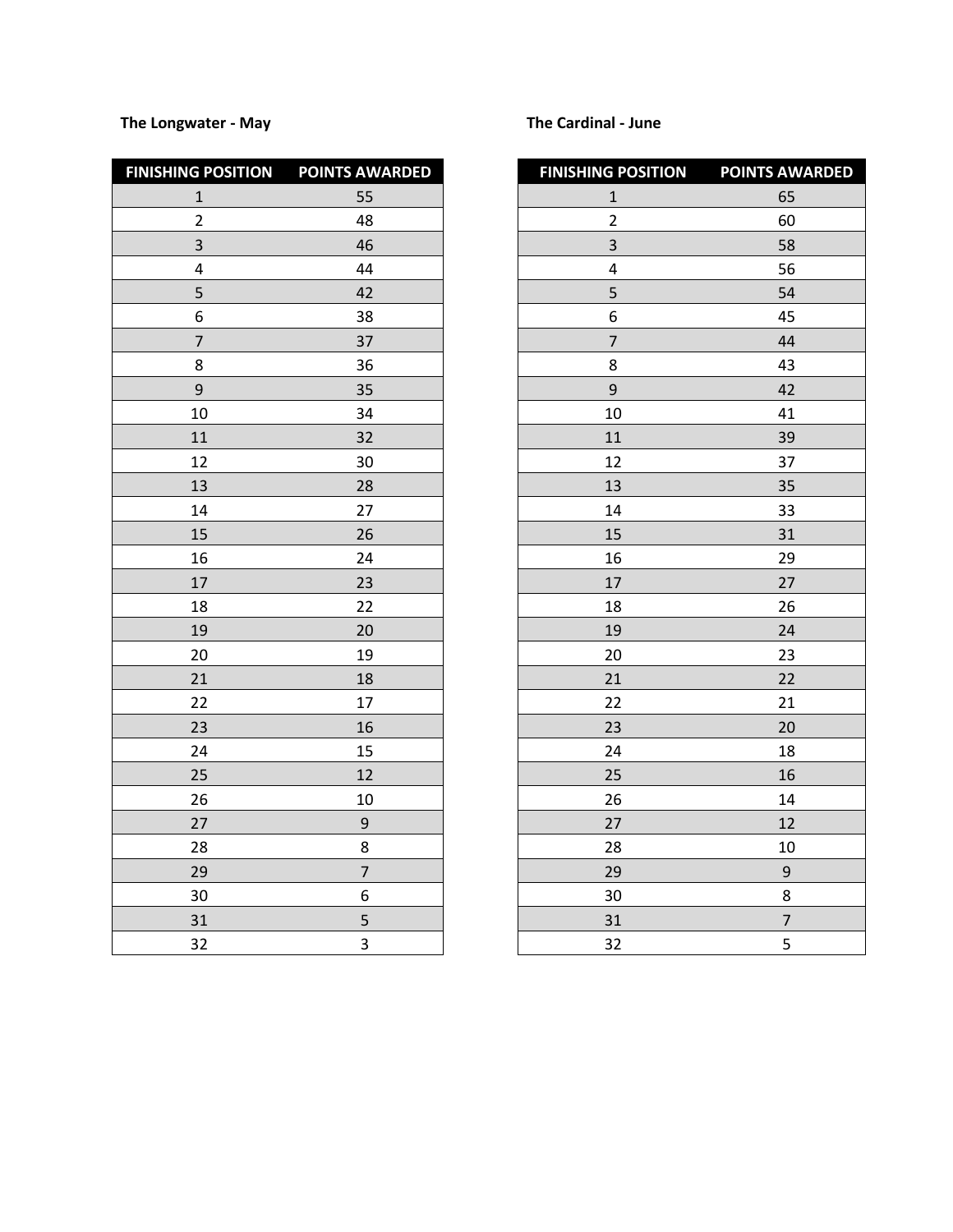**The Longwater - May**

| FINISHING POSITION | POINTS AWARDED |
|---|---|
| 1 | 55 |
| 2 | 48 |
| 3 | 46 |
| 4 | 44 |
| 5 | 42 |
| 6 | 38 |
| 7 | 37 |
| 8 | 36 |
| 9 | 35 |
| 10 | 34 |
| 11 | 32 |
| 12 | 30 |
| 13 | 28 |
| 14 | 27 |
| 15 | 26 |
| 16 | 24 |
| 17 | 23 |
| 18 | 22 |
| 19 | 20 |
| 20 | 19 |
| 21 | 18 |
| 22 | 17 |
| 23 | 16 |
| 24 | 15 |
| 25 | 12 |
| 26 | 10 |
| 27 | 9 |
| 28 | 8 |
| 29 | 7 |
| 30 | 6 |
| 31 | 5 |
| 32 | 3 |

**The Cardinal - June**

| FINISHING POSITION | POINTS AWARDED |
|---|---|
| 1 | 65 |
| 2 | 60 |
| 3 | 58 |
| 4 | 56 |
| 5 | 54 |
| 6 | 45 |
| 7 | 44 |
| 8 | 43 |
| 9 | 42 |
| 10 | 41 |
| 11 | 39 |
| 12 | 37 |
| 13 | 35 |
| 14 | 33 |
| 15 | 31 |
| 16 | 29 |
| 17 | 27 |
| 18 | 26 |
| 19 | 24 |
| 20 | 23 |
| 21 | 22 |
| 22 | 21 |
| 23 | 20 |
| 24 | 18 |
| 25 | 16 |
| 26 | 14 |
| 27 | 12 |
| 28 | 10 |
| 29 | 9 |
| 30 | 8 |
| 31 | 7 |
| 32 | 5 |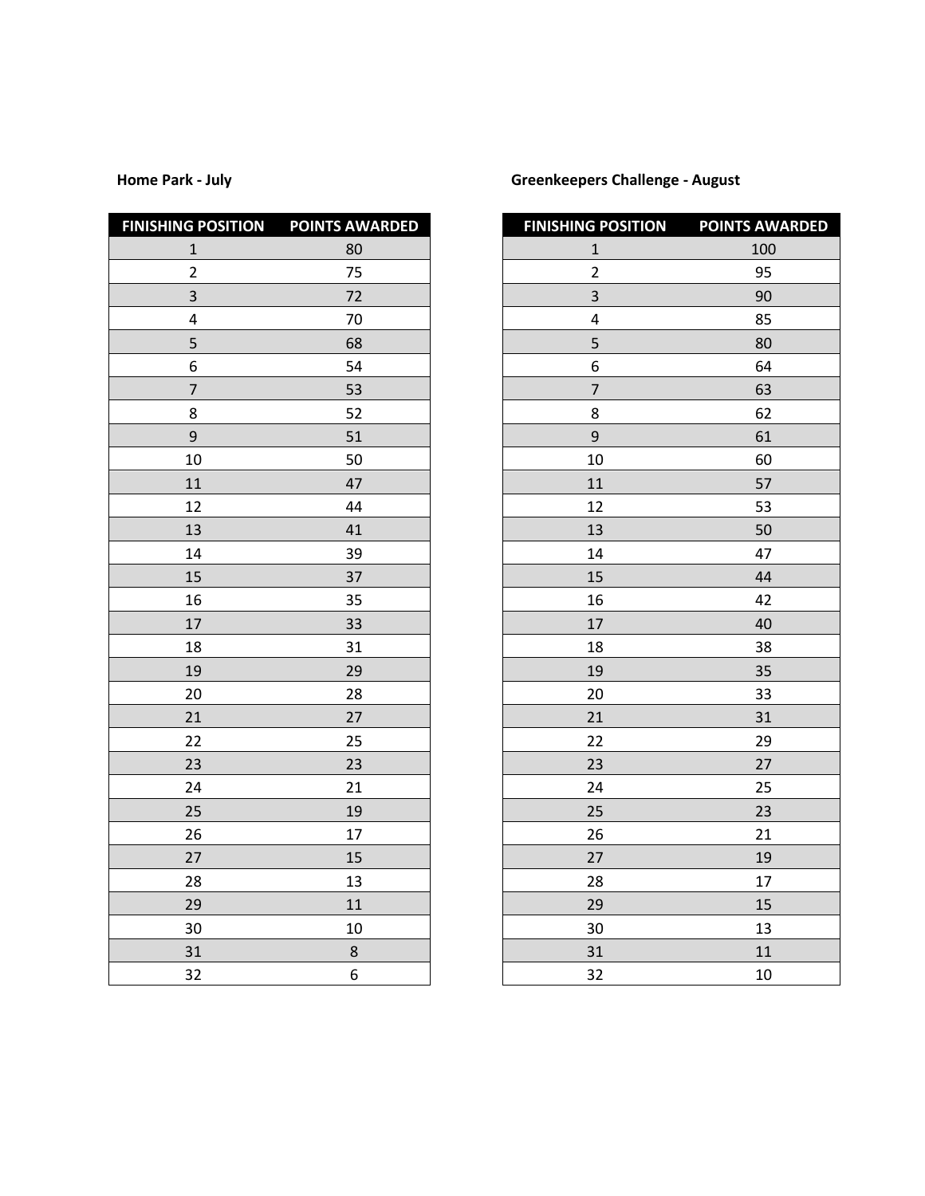**Home Park - July**

| FINISHING POSITION | POINTS AWARDED |
|---|---|
| 1 | 80 |
| 2 | 75 |
| 3 | 72 |
| 4 | 70 |
| 5 | 68 |
| 6 | 54 |
| 7 | 53 |
| 8 | 52 |
| 9 | 51 |
| 10 | 50 |
| 11 | 47 |
| 12 | 44 |
| 13 | 41 |
| 14 | 39 |
| 15 | 37 |
| 16 | 35 |
| 17 | 33 |
| 18 | 31 |
| 19 | 29 |
| 20 | 28 |
| 21 | 27 |
| 22 | 25 |
| 23 | 23 |
| 24 | 21 |
| 25 | 19 |
| 26 | 17 |
| 27 | 15 |
| 28 | 13 |
| 29 | 11 |
| 30 | 10 |
| 31 | 8 |
| 32 | 6 |

**Greenkeepers Challenge - August**

| FINISHING POSITION | POINTS AWARDED |
|---|---|
| 1 | 100 |
| 2 | 95 |
| 3 | 90 |
| 4 | 85 |
| 5 | 80 |
| 6 | 64 |
| 7 | 63 |
| 8 | 62 |
| 9 | 61 |
| 10 | 60 |
| 11 | 57 |
| 12 | 53 |
| 13 | 50 |
| 14 | 47 |
| 15 | 44 |
| 16 | 42 |
| 17 | 40 |
| 18 | 38 |
| 19 | 35 |
| 20 | 33 |
| 21 | 31 |
| 22 | 29 |
| 23 | 27 |
| 24 | 25 |
| 25 | 23 |
| 26 | 21 |
| 27 | 19 |
| 28 | 17 |
| 29 | 15 |
| 30 | 13 |
| 31 | 11 |
| 32 | 10 |